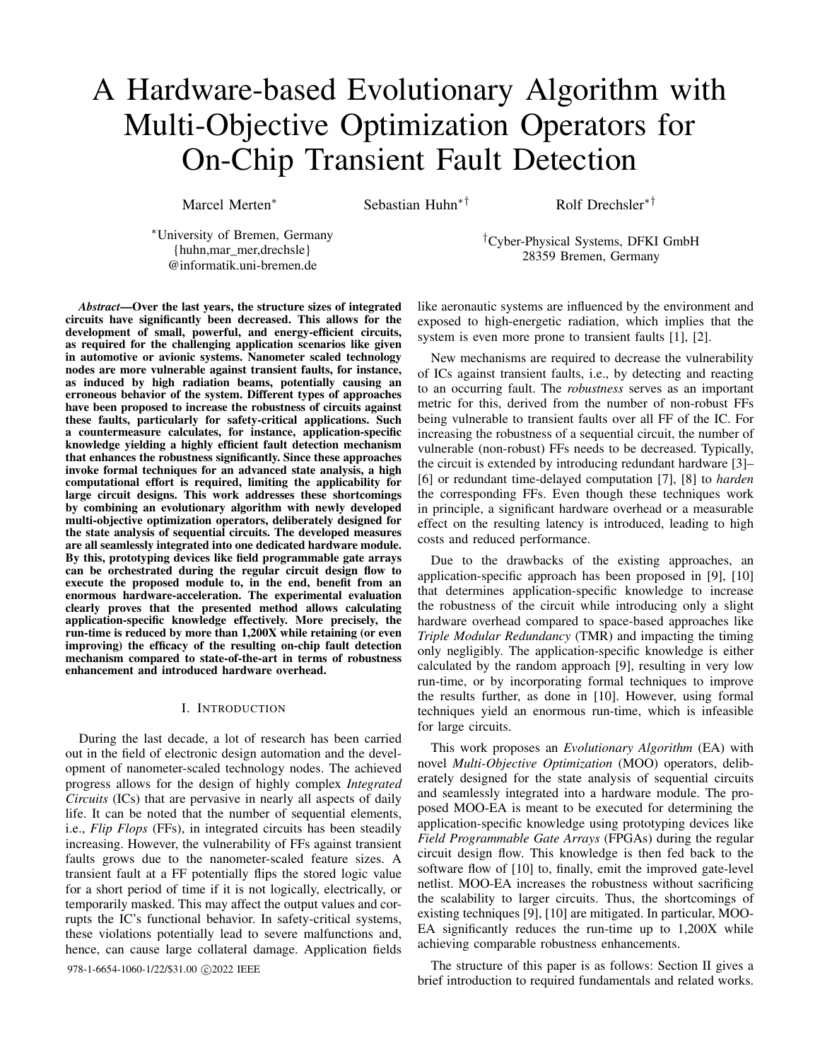# A Hardware-based Evolutionary Algorithm with Multi-Objective Optimization Operators for On-Chip Transient Fault Detection

Marcel Merten[*] Sebastian Huhn[*†] Rolf Drechsler[*†]

[*]University of Bremen, Germany
{huhn,mar_mer,drechsle}
@informatik.uni-bremen.de

[†]Cyber-Physical Systems, DFKI GmbH
28359 Bremen, Germany

***Abstract*—Over the last years, the structure sizes of integrated circuits have significantly been decreased. This allows for the development of small, powerful, and energy-efficient circuits, as required for the challenging application scenarios like given in automotive or avionic systems. Nanometer scaled technology nodes are more vulnerable against transient faults, for instance, as induced by high radiation beams, potentially causing an erroneous behavior of the system. Different types of approaches have been proposed to increase the robustness of circuits against these faults, particularly for safety-critical applications. Such a countermeasure calculates, for instance, application-specific knowledge yielding a highly efficient fault detection mechanism that enhances the robustness significantly. Since these approaches invoke formal techniques for an advanced state analysis, a high computational effort is required, limiting the applicability for large circuit designs. This work addresses these shortcomings by combining an evolutionary algorithm with newly developed multi-objective optimization operators, deliberately designed for the state analysis of sequential circuits. The developed measures are all seamlessly integrated into one dedicated hardware module. By this, prototyping devices like field programmable gate arrays can be orchestrated during the regular circuit design flow to execute the proposed module to, in the end, benefit from an enormous hardware-acceleration. The experimental evaluation clearly proves that the presented method allows calculating application-specific knowledge effectively. More precisely, the run-time is reduced by more than 1,200X while retaining (or even improving) the efficacy of the resulting on-chip fault detection mechanism compared to state-of-the-art in terms of robustness enhancement and introduced hardware overhead.**

## I. Introduction

During the last decade, a lot of research has been carried out in the field of electronic design automation and the development of nanometer-scaled technology nodes. The achieved progress allows for the design of highly complex *Integrated Circuits* (ICs) that are pervasive in nearly all aspects of daily life. It can be noted that the number of sequential elements, i.e., *Flip Flops* (FFs), in integrated circuits has been steadily increasing. However, the vulnerability of FFs against transient faults grows due to the nanometer-scaled feature sizes. A transient fault at a FF potentially flips the stored logic value for a short period of time if it is not logically, electrically, or temporarily masked. This may affect the output values and corrupts the IC's functional behavior. In safety-critical systems, these violations potentially lead to severe malfunctions and, hence, can cause large collateral damage. Application fields like aeronautic systems are influenced by the environment and exposed to high-energetic radiation, which implies that the system is even more prone to transient faults [1], [2].

New mechanisms are required to decrease the vulnerability of ICs against transient faults, i.e., by detecting and reacting to an occurring fault. The *robustness* serves as an important metric for this, derived from the number of non-robust FFs being vulnerable to transient faults over all FF of the IC. For increasing the robustness of a sequential circuit, the number of vulnerable (non-robust) FFs needs to be decreased. Typically, the circuit is extended by introducing redundant hardware [3]–[6] or redundant time-delayed computation [7], [8] to *harden* the corresponding FFs. Even though these techniques work in principle, a significant hardware overhead or a measurable effect on the resulting latency is introduced, leading to high costs and reduced performance.

Due to the drawbacks of the existing approaches, an application-specific approach has been proposed in [9], [10] that determines application-specific knowledge to increase the robustness of the circuit while introducing only a slight hardware overhead compared to space-based approaches like *Triple Modular Redundancy* (TMR) and impacting the timing only negligibly. The application-specific knowledge is either calculated by the random approach [9], resulting in very low run-time, or by incorporating formal techniques to improve the results further, as done in [10]. However, using formal techniques yield an enormous run-time, which is infeasible for large circuits.

This work proposes an *Evolutionary Algorithm* (EA) with novel *Multi-Objective Optimization* (MOO) operators, deliberately designed for the state analysis of sequential circuits and seamlessly integrated into a hardware module. The proposed MOO-EA is meant to be executed for determining the application-specific knowledge using prototyping devices like *Field Programmable Gate Arrays* (FPGAs) during the regular circuit design flow. This knowledge is then fed back to the software flow of [10] to, finally, emit the improved gate-level netlist. MOO-EA increases the robustness without sacrificing the scalability to larger circuits. Thus, the shortcomings of existing techniques [9], [10] are mitigated. In particular, MOO-EA significantly reduces the run-time up to 1,200X while achieving comparable robustness enhancements.

The structure of this paper is as follows: Section II gives a brief introduction to required fundamentals and related works.

978-1-6654-1060-1/22/$31.00 ©2022 IEEE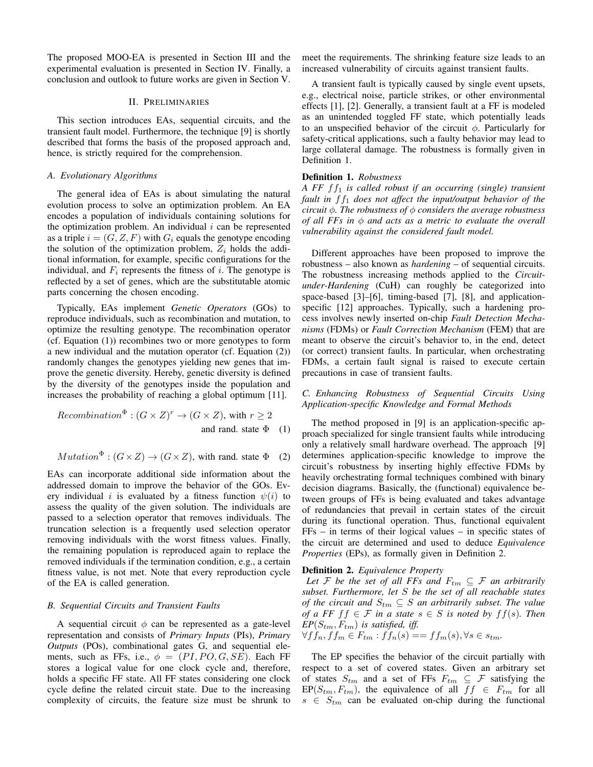The proposed MOO-EA is presented in Section III and the experimental evaluation is presented in Section IV. Finally, a conclusion and outlook to future works are given in Section V.

## II. Preliminaries

This section introduces EAs, sequential circuits, and the transient fault model. Furthermore, the technique [9] is shortly described that forms the basis of the proposed approach and, hence, is strictly required for the comprehension.

### A. Evolutionary Algorithms

The general idea of EAs is about simulating the natural evolution process to solve an optimization problem. An EA encodes a population of individuals containing solutions for the optimization problem. An individual $i$ can be represented as a triple $i = (G, Z, F)$ with $G_i$ equals the genotype encoding the solution of the optimization problem, $Z_i$ holds the additional information, for example, specific configurations for the individual, and $F_i$ represents the fitness of $i$. The genotype is reflected by a set of genes, which are the substitutable atomic parts concerning the chosen encoding.

Typically, EAs implement *Genetic Operators* (GOs) to reproduce individuals, such as recombination and mutation, to optimize the resulting genotype. The recombination operator (cf. Equation (1)) recombines two or more genotypes to form a new individual and the mutation operator (cf. Equation (2)) randomly changes the genotypes yielding new genes that improve the genetic diversity. Hereby, genetic diversity is defined by the diversity of the genotypes inside the population and increases the probability of reaching a global optimum [11].

$$Recombination^{\Phi} : (G \times Z)^{r} \rightarrow (G \times Z), \text{ with } r \geq 2 \text{ and rand. state } \Phi \quad (1)$$

$$Mutation^{\Phi} : (G \times Z) \rightarrow (G \times Z), \text{ with rand. state } \Phi \quad (2)$$

EAs can incorporate additional side information about the addressed domain to improve the behavior of the GOs. Every individual $i$ is evaluated by a fitness function $\psi(i)$ to assess the quality of the given solution. The individuals are passed to a selection operator that removes individuals. The truncation selection is a frequently used selection operator removing individuals with the worst fitness values. Finally, the remaining population is reproduced again to replace the removed individuals if the termination condition, e.g., a certain fitness value, is not met. Note that every reproduction cycle of the EA is called generation.

### B. Sequential Circuits and Transient Faults

A sequential circuit $\phi$ can be represented as a gate-level representation and consists of *Primary Inputs* (PIs), *Primary Outputs* (POs), combinational gates G, and sequential elements, such as FFs, i.e., $\phi = (PI, PO, G, SE)$. Each FF stores a logical value for one clock cycle and, therefore, holds a specific FF state. All FF states considering one clock cycle define the related circuit state. Due to the increasing complexity of circuits, the feature size must be shrunk to meet the requirements. The shrinking feature size leads to an increased vulnerability of circuits against transient faults.

A transient fault is typically caused by single event upsets, e.g., electrical noise, particle strikes, or other environmental effects [1], [2]. Generally, a transient fault at a FF is modeled as an unintended toggled FF state, which potentially leads to an unspecified behavior of the circuit $\phi$. Particularly for safety-critical applications, such a faulty behavior may lead to large collateral damage. The robustness is formally given in Definition 1.

**Definition 1.** *Robustness*
*A FF $ff_1$ is called robust if an occurring (single) transient fault in $ff_1$ does not affect the input/output behavior of the circuit $\phi$. The robustness of $\phi$ considers the average robustness of all FFs in $\phi$ and acts as a metric to evaluate the overall vulnerability against the considered fault model.*

Different approaches have been proposed to improve the robustness – also known as *hardening* – of sequential circuits. The robustness increasing methods applied to the *Circuit-under-Hardening* (CuH) can roughly be categorized into space-based [3]–[6], timing-based [7], [8], and application-specific [12] approaches. Typically, such a hardening process involves newly inserted on-chip *Fault Detection Mechanisms* (FDMs) or *Fault Correction Mechanism* (FEM) that are meant to observe the circuit's behavior to, in the end, detect (or correct) transient faults. In particular, when orchestrating FDMs, a certain fault signal is raised to execute certain precautions in case of transient faults.

### C. Enhancing Robustness of Sequential Circuits Using Application-specific Knowledge and Formal Methods

The method proposed in [9] is an application-specific approach specialized for single transient faults while introducing only a relatively small hardware overhead. The approach [9] determines application-specific knowledge to improve the circuit's robustness by inserting highly effective FDMs by heavily orchestrating formal techniques combined with binary decision diagrams. Basically, the (functional) equivalence between groups of FFs is being evaluated and takes advantage of redundancies that prevail in certain states of the circuit during its functional operation. Thus, functional equivalent FFs – in terms of their logical values – in specific states of the circuit are determined and used to deduce *Equivalence Properties* (EPs), as formally given in Definition 2.

**Definition 2.** *Equivalence Property*
*Let $\mathcal{F}$ be the set of all FFs and $F_{tm} \subseteq \mathcal{F}$ an arbitrarily subset. Furthermore, let $S$ be the set of all reachable states of the circuit and $S_{tm} \subseteq S$ an arbitrarily subset. The value of a FF $ff \in \mathcal{F}$ in a state $s \in S$ is noted by $ff(s)$. Then $EP(S_{tm}, F_{tm})$ is satisfied, iff.*
$\forall ff_n, ff_m \in F_{tm} : ff_n(s) == ff_m(s), \forall s \in s_{tm}$.

The EP specifies the behavior of the circuit partially with respect to a set of covered states. Given an arbitrary set of states $S_{tm}$ and a set of FFs $F_{tm} \subseteq \mathcal{F}$ satisfying the $\text{EP}(S_{tm}, F_{tm})$, the equivalence of all $ff \in F_{tm}$ for all $s \in S_{tm}$ can be evaluated on-chip during the functional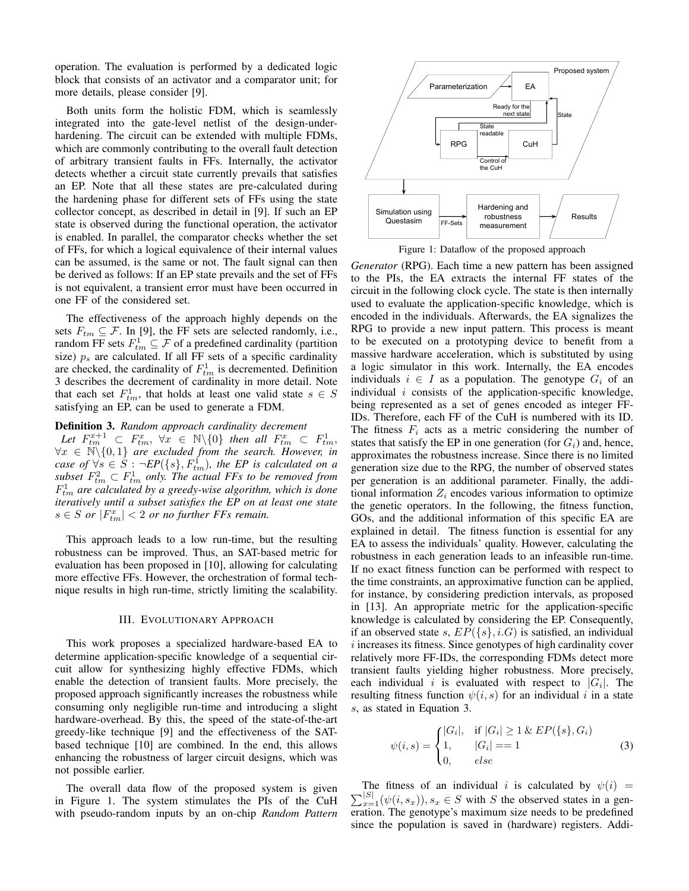operation. The evaluation is performed by a dedicated logic block that consists of an activator and a comparator unit; for more details, please consider [9].

Both units form the holistic FDM, which is seamlessly integrated into the gate-level netlist of the design-under-hardening. The circuit can be extended with multiple FDMs, which are commonly contributing to the overall fault detection of arbitrary transient faults in FFs. Internally, the activator detects whether a circuit state currently prevails that satisfies an EP. Note that all these states are pre-calculated during the hardening phase for different sets of FFs using the state collector concept, as described in detail in [9]. If such an EP state is observed during the functional operation, the activator is enabled. In parallel, the comparator checks whether the set of FFs, for which a logical equivalence of their internal values can be assumed, is the same or not. The fault signal can then be derived as follows: If an EP state prevails and the set of FFs is not equivalent, a transient error must have been occurred in one FF of the considered set.

The effectiveness of the approach highly depends on the sets $F_{tm} \subseteq \mathcal{F}$. In [9], the FF sets are selected randomly, i.e., random FF sets $F^1_{tm} \subseteq \mathcal{F}$ of a predefined cardinality (partition size) $p_s$ are calculated. If all FF sets of a specific cardinality are checked, the cardinality of $F^1_{tm}$ is decremented. Definition 3 describes the decrement of cardinality in more detail. Note that each set $F^1_{tm}$, that holds at least one valid state $s \in S$ satisfying an EP, can be used to generate a FDM.

**Definition 3.** *Random approach cardinality decrement*
*Let $F^{x+1}_{tm} \subset F^x_{tm}$, $\forall x \in \mathbb{N}\backslash\{0\}$ then all $F^x_{tm} \subset F^1_{tm}$, $\forall x \in \mathbb{N}\backslash\{0,1\}$ are excluded from the search. However, in case of $\forall s \in S : \neg EP(\{s\}, F^1_{tm})$, the EP is calculated on a subset $F^2_{tm} \subset F^1_{tm}$ only. The actual FFs to be removed from $F^1_{tm}$ are calculated by a greedy-wise algorithm, which is done iteratively until a subset satisfies the EP on at least one state $s \in S$ or $|F^x_{tm}| < 2$ or no further FFs remain.*

This approach leads to a low run-time, but the resulting robustness can be improved. Thus, an SAT-based metric for evaluation has been proposed in [10], allowing for calculating more effective FFs. However, the orchestration of formal technique results in high run-time, strictly limiting the scalability.

## III. Evolutionary Approach

This work proposes a specialized hardware-based EA to determine application-specific knowledge of a sequential circuit allow for synthesizing highly effective FDMs, which enable the detection of transient faults. More precisely, the proposed approach significantly increases the robustness while consuming only negligible run-time and introducing a slight hardware-overhead. By this, the speed of the state-of-the-art greedy-like technique [9] and the effectiveness of the SAT-based technique [10] are combined. In the end, this allows enhancing the robustness of larger circuit designs, which was not possible earlier.

The overall data flow of the proposed system is given in Figure 1. The system stimulates the PIs of the CuH with pseudo-random inputs by an on-chip *Random Pattern Generator* (RPG). Each time a new pattern has been assigned to the PIs, the EA extracts the internal FF states of the circuit in the following clock cycle. The state is then internally used to evaluate the application-specific knowledge, which is encoded in the individuals. Afterwards, the EA signalizes the RPG to provide a new input pattern. This process is meant to be executed on a prototyping device to benefit from a massive hardware acceleration, which is substituted by using a logic simulator in this work. Internally, the EA encodes individuals $i \in I$ as a population. The genotype $G_i$ of an individual $i$ consists of the application-specific knowledge, being represented as a set of genes encoded as integer FF-IDs. Therefore, each FF of the CuH is numbered with its ID. The fitness $F_i$ acts as a metric considering the number of states that satisfy the EP in one generation (for $G_i$) and, hence, approximates the robustness increase. Since there is no limited generation size due to the RPG, the number of observed states per generation is an additional parameter. Finally, the additional information $Z_i$ encodes various information to optimize the genetic operators. In the following, the fitness function, GOs, and the additional information of this specific EA are explained in detail. The fitness function is essential for any EA to assess the individuals' quality. However, calculating the robustness in each generation leads to an infeasible run-time. If no exact fitness function can be performed with respect to the time constraints, an approximative function can be applied, for instance, by considering prediction intervals, as proposed in [13]. An appropriate metric for the application-specific knowledge is calculated by considering the EP. Consequently, if an observed state $s$, $EP(\{s\}, i.G)$ is satisfied, an individual $i$ increases its fitness. Since genotypes of high cardinality cover relatively more FF-IDs, the corresponding FDMs detect more transient faults yielding higher robustness. More precisely, each individual $i$ is evaluated with respect to $|G_i|$. The resulting fitness function $\psi(i,s)$ for an individual $i$ in a state $s$, as stated in Equation 3.

$$\psi(i,s) = \begin{cases} |G_i|, & \text{if } |G_i| \geq 1 \,\&\, EP(\{s\}, G_i) \\ 1, & |G_i| == 1 \\ 0, & else \end{cases} \tag{3}$$

The fitness of an individual $i$ is calculated by $\psi(i) = \sum_{x=1}^{|S|}(\psi(i,s_x)), s_x \in S$ with $S$ the observed states in a generation. The genotype's maximum size needs to be predefined since the population is saved in (hardware) registers. Addi-

Figure 1: Dataflow of the proposed approach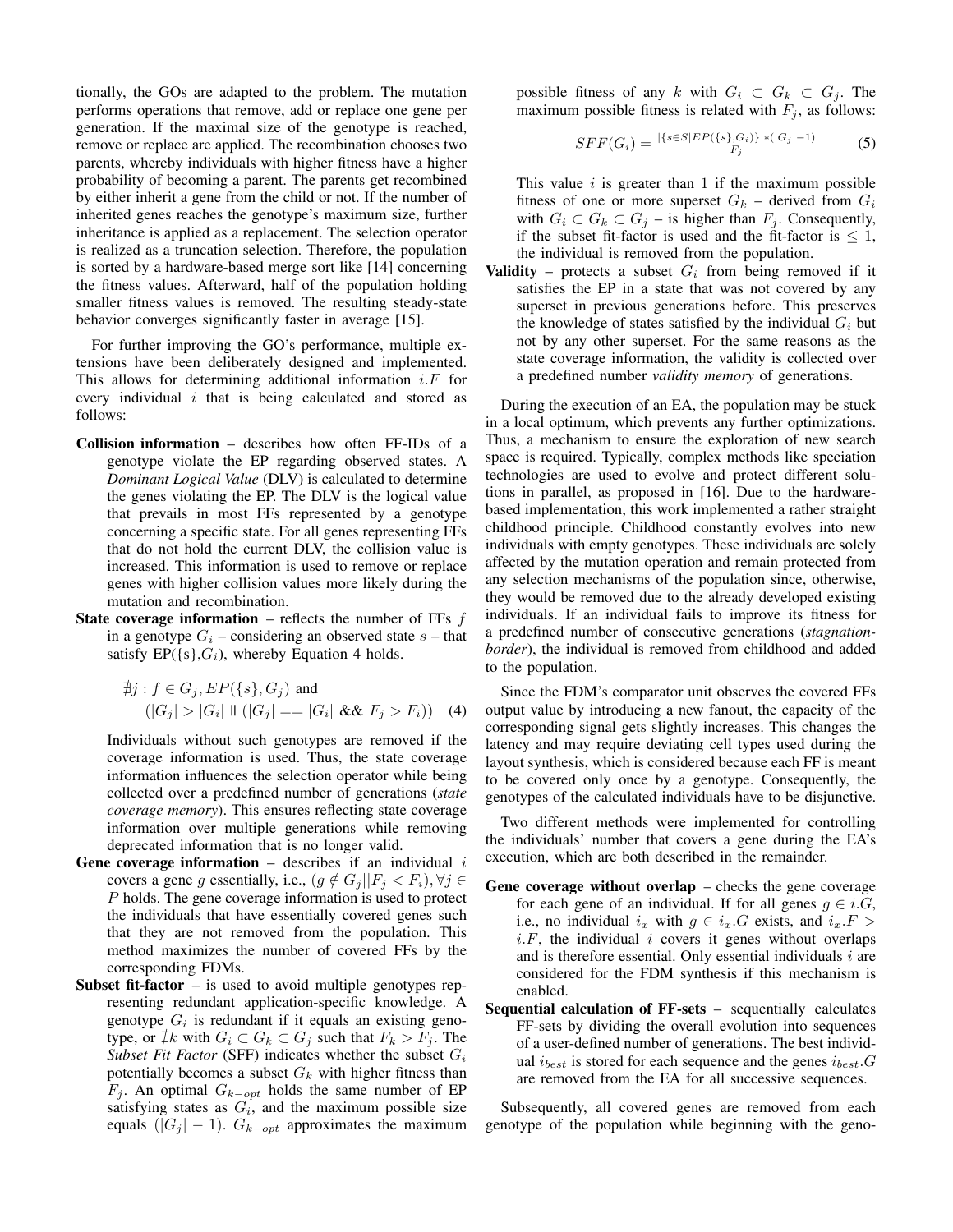tionally, the GOs are adapted to the problem. The mutation performs operations that remove, add or replace one gene per generation. If the maximal size of the genotype is reached, remove or replace are applied. The recombination chooses two parents, whereby individuals with higher fitness have a higher probability of becoming a parent. The parents get recombined by either inherit a gene from the child or not. If the number of inherited genes reaches the genotype's maximum size, further inheritance is applied as a replacement. The selection operator is realized as a truncation selection. Therefore, the population is sorted by a hardware-based merge sort like [14] concerning the fitness values. Afterward, half of the population holding smaller fitness values is removed. The resulting steady-state behavior converges significantly faster in average [15].

For further improving the GO's performance, multiple extensions have been deliberately designed and implemented. This allows for determining additional information $i.F$ for every individual $i$ that is being calculated and stored as follows:

- **Collision information** – describes how often FF-IDs of a genotype violate the EP regarding observed states. A *Dominant Logical Value* (DLV) is calculated to determine the genes violating the EP. The DLV is the logical value that prevails in most FFs represented by a genotype concerning a specific state. For all genes representing FFs that do not hold the current DLV, the collision value is increased. This information is used to remove or replace genes with higher collision values more likely during the mutation and recombination.
- **State coverage information** – reflects the number of FFs $f$ in a genotype $G_i$ – considering an observed state $s$ – that satisfy EP({s},$G_i$), whereby Equation 4 holds.

  $$\nexists j : f \in G_j, EP(\{s\}, G_j) \text{ and } (|G_j| > |G_i| \text{ || } (|G_j| == |G_i| \text{ \&\& } F_j > F_i)) \quad (4)$$

  Individuals without such genotypes are removed if the coverage information is used. Thus, the state coverage information influences the selection operator while being collected over a predefined number of generations (*state coverage memory*). This ensures reflecting state coverage information over multiple generations while removing deprecated information that is no longer valid.
- **Gene coverage information** – describes if an individual $i$ covers a gene $g$ essentially, i.e., $(g \notin G_j || F_j < F_i), \forall j \in P$ holds. The gene coverage information is used to protect the individuals that have essentially covered genes such that they are not removed from the population. This method maximizes the number of covered FFs by the corresponding FDMs.
- **Subset fit-factor** – is used to avoid multiple genotypes representing redundant application-specific knowledge. A genotype $G_i$ is redundant if it equals an existing genotype, or $\nexists k$ with $G_i \subset G_k \subset G_j$ such that $F_k > F_j$. The *Subset Fit Factor* (SFF) indicates whether the subset $G_i$ potentially becomes a subset $G_k$ with higher fitness than $F_j$. An optimal $G_{k-opt}$ holds the same number of EP satisfying states as $G_i$, and the maximum possible size equals $(|G_j| - 1)$. $G_{k-opt}$ approximates the maximum possible fitness of any $k$ with $G_i \subset G_k \subset G_j$. The maximum possible fitness is related with $F_j$, as follows:

  $$SFF(G_i) = \frac{|\{s \in S | EP(\{s\}, G_i)\}| * (|G_j| - 1)}{F_j} \quad (5)$$

  This value $i$ is greater than 1 if the maximum possible fitness of one or more superset $G_k$ – derived from $G_i$ with $G_i \subset G_k \subset G_j$ – is higher than $F_j$. Consequently, if the subset fit-factor is used and the fit-factor is $\leq 1$, the individual is removed from the population.
- **Validity** – protects a subset $G_i$ from being removed if it satisfies the EP in a state that was not covered by any superset in previous generations before. This preserves the knowledge of states satisfied by the individual $G_i$ but not by any other superset. For the same reasons as the state coverage information, the validity is collected over a predefined number *validity memory* of generations.

During the execution of an EA, the population may be stuck in a local optimum, which prevents any further optimizations. Thus, a mechanism to ensure the exploration of new search space is required. Typically, complex methods like speciation technologies are used to evolve and protect different solutions in parallel, as proposed in [16]. Due to the hardware-based implementation, this work implemented a rather straight childhood principle. Childhood constantly evolves into new individuals with empty genotypes. These individuals are solely affected by the mutation operation and remain protected from any selection mechanisms of the population since, otherwise, they would be removed due to the already developed existing individuals. If an individual fails to improve its fitness for a predefined number of consecutive generations (*stagnation-border*), the individual is removed from childhood and added to the population.

Since the FDM's comparator unit observes the covered FFs output value by introducing a new fanout, the capacity of the corresponding signal gets slightly increases. This changes the latency and may require deviating cell types used during the layout synthesis, which is considered because each FF is meant to be covered only once by a genotype. Consequently, the genotypes of the calculated individuals have to be disjunctive.

Two different methods were implemented for controlling the individuals' number that covers a gene during the EA's execution, which are both described in the remainder.

- **Gene coverage without overlap** – checks the gene coverage for each gene of an individual. If for all genes $g \in i.G$, i.e., no individual $i_x$ with $g \in i_x.G$ exists, and $i_x.F > i.F$, the individual $i$ covers it genes without overlaps and is therefore essential. Only essential individuals $i$ are considered for the FDM synthesis if this mechanism is enabled.
- **Sequential calculation of FF-sets** – sequentially calculates FF-sets by dividing the overall evolution into sequences of a user-defined number of generations. The best individual $i_{best}$ is stored for each sequence and the genes $i_{best}.G$ are removed from the EA for all successive sequences.

Subsequently, all covered genes are removed from each genotype of the population while beginning with the geno-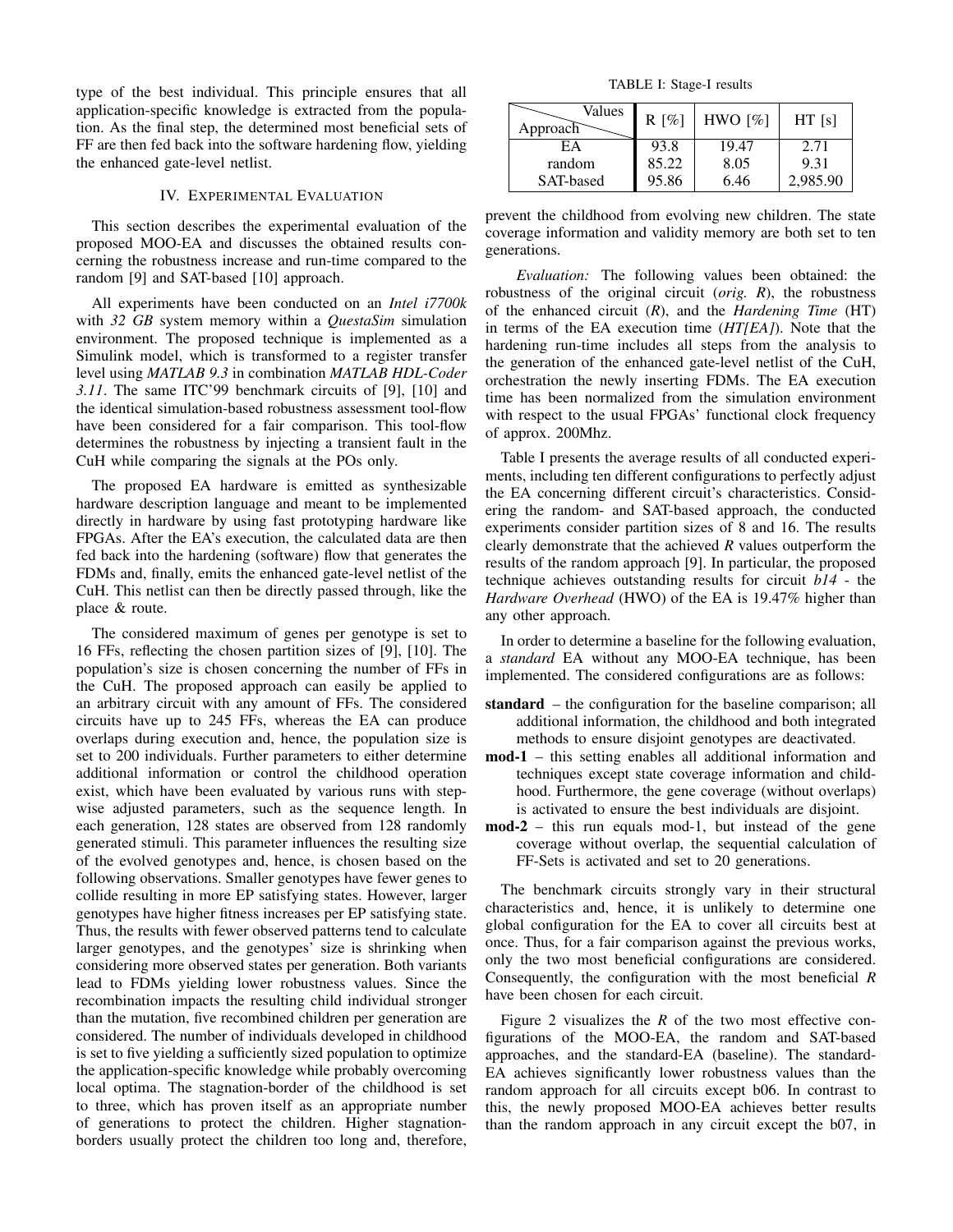type of the best individual. This principle ensures that all application-specific knowledge is extracted from the population. As the final step, the determined most beneficial sets of FF are then fed back into the software hardening flow, yielding the enhanced gate-level netlist.

## IV. Experimental Evaluation

This section describes the experimental evaluation of the proposed MOO-EA and discusses the obtained results concerning the robustness increase and run-time compared to the random [9] and SAT-based [10] approach.

All experiments have been conducted on an *Intel i7700k* with *32 GB* system memory within a *QuestaSim* simulation environment. The proposed technique is implemented as a Simulink model, which is transformed to a register transfer level using *MATLAB 9.3* in combination *MATLAB HDL-Coder 3.11*. The same ITC'99 benchmark circuits of [9], [10] and the identical simulation-based robustness assessment tool-flow have been considered for a fair comparison. This tool-flow determines the robustness by injecting a transient fault in the CuH while comparing the signals at the POs only.

The proposed EA hardware is emitted as synthesizable hardware description language and meant to be implemented directly in hardware by using fast prototyping hardware like FPGAs. After the EA's execution, the calculated data are then fed back into the hardening (software) flow that generates the FDMs and, finally, emits the enhanced gate-level netlist of the CuH. This netlist can then be directly passed through, like the place & route.

The considered maximum of genes per genotype is set to 16 FFs, reflecting the chosen partition sizes of [9], [10]. The population's size is chosen concerning the number of FFs in the CuH. The proposed approach can easily be applied to an arbitrary circuit with any amount of FFs. The considered circuits have up to 245 FFs, whereas the EA can produce overlaps during execution and, hence, the population size is set to 200 individuals. Further parameters to either determine additional information or control the childhood operation exist, which have been evaluated by various runs with stepwise adjusted parameters, such as the sequence length. In each generation, 128 states are observed from 128 randomly generated stimuli. This parameter influences the resulting size of the evolved genotypes and, hence, is chosen based on the following observations. Smaller genotypes have fewer genes to collide resulting in more EP satisfying states. However, larger genotypes have higher fitness increases per EP satisfying state. Thus, the results with fewer observed patterns tend to calculate larger genotypes, and the genotypes' size is shrinking when considering more observed states per generation. Both variants lead to FDMs yielding lower robustness values. Since the recombination impacts the resulting child individual stronger than the mutation, five recombined children per generation are considered. The number of individuals developed in childhood is set to five yielding a sufficiently sized population to optimize the application-specific knowledge while probably overcoming local optima. The stagnation-border of the childhood is set to three, which has proven itself as an appropriate number of generations to protect the children. Higher stagnation-borders usually protect the children too long and, therefore, prevent the childhood from evolving new children. The state coverage information and validity memory are both set to ten generations.

TABLE I: Stage-I results

| Approach \ Values | R [%] | HWO [%] | HT [s] |
|---|---|---|---|
| EA | 93.8 | 19.47 | 2.71 |
| random | 85.22 | 8.05 | 9.31 |
| SAT-based | 95.86 | 6.46 | 2,985.90 |

*Evaluation:* The following values been obtained: the robustness of the original circuit (*orig. R*), the robustness of the enhanced circuit (*R*), and the *Hardening Time* (HT) in terms of the EA execution time (*HT[EA]*). Note that the hardening run-time includes all steps from the analysis to the generation of the enhanced gate-level netlist of the CuH, orchestration the newly inserting FDMs. The EA execution time has been normalized from the simulation environment with respect to the usual FPGAs' functional clock frequency of approx. 200Mhz.

Table I presents the average results of all conducted experiments, including ten different configurations to perfectly adjust the EA concerning different circuit's characteristics. Considering the random- and SAT-based approach, the conducted experiments consider partition sizes of 8 and 16. The results clearly demonstrate that the achieved *R* values outperform the results of the random approach [9]. In particular, the proposed technique achieves outstanding results for circuit *b14* - the *Hardware Overhead* (HWO) of the EA is 19.47% higher than any other approach.

In order to determine a baseline for the following evaluation, a *standard* EA without any MOO-EA technique, has been implemented. The considered configurations are as follows:

- **standard** – the configuration for the baseline comparison; all additional information, the childhood and both integrated methods to ensure disjoint genotypes are deactivated.
- **mod-1** – this setting enables all additional information and techniques except state coverage information and childhood. Furthermore, the gene coverage (without overlaps) is activated to ensure the best individuals are disjoint.
- **mod-2** – this run equals mod-1, but instead of the gene coverage without overlap, the sequential calculation of FF-Sets is activated and set to 20 generations.

The benchmark circuits strongly vary in their structural characteristics and, hence, it is unlikely to determine one global configuration for the EA to cover all circuits best at once. Thus, for a fair comparison against the previous works, only the two most beneficial configurations are considered. Consequently, the configuration with the most beneficial *R* have been chosen for each circuit.

Figure 2 visualizes the *R* of the two most effective configurations of the MOO-EA, the random and SAT-based approaches, and the standard-EA (baseline). The standard-EA achieves significantly lower robustness values than the random approach for all circuits except b06. In contrast to this, the newly proposed MOO-EA achieves better results than the random approach in any circuit except the b07, in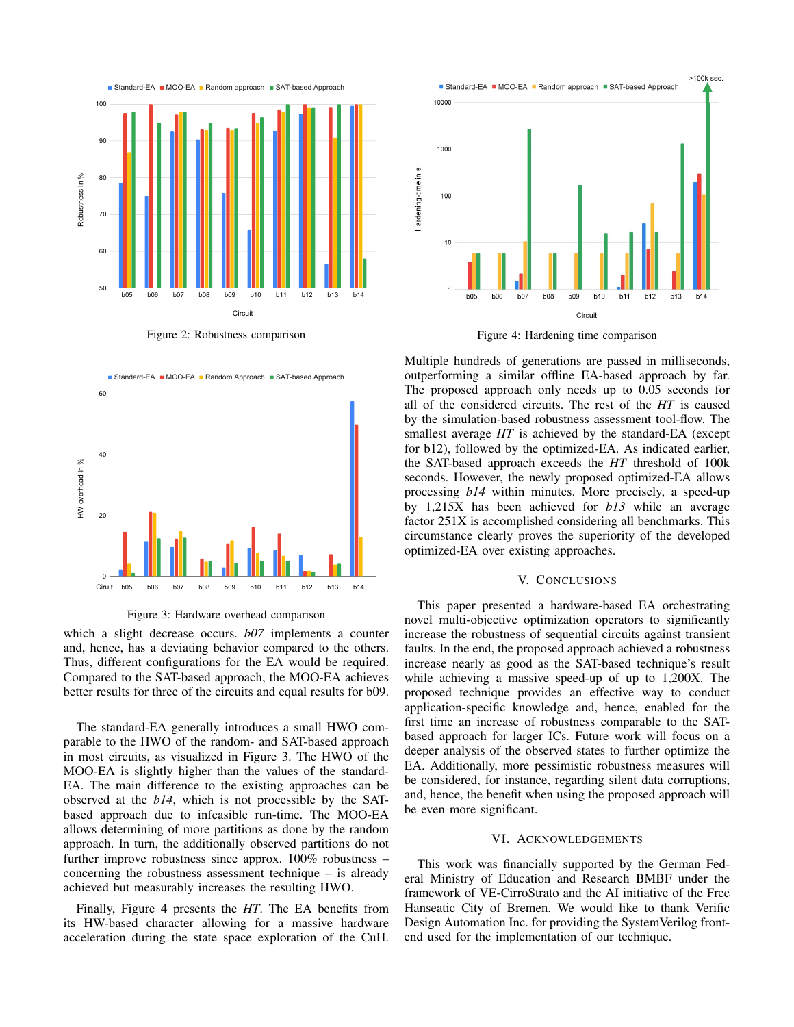Figure 2: Robustness comparison

Figure 3: Hardware overhead comparison

which a slight decrease occurs. *b07* implements a counter and, hence, has a deviating behavior compared to the others. Thus, different configurations for the EA would be required. Compared to the SAT-based approach, the MOO-EA achieves better results for three of the circuits and equal results for b09.

The standard-EA generally introduces a small HWO comparable to the HWO of the random- and SAT-based approach in most circuits, as visualized in Figure 3. The HWO of the MOO-EA is slightly higher than the values of the standard-EA. The main difference to the existing approaches can be observed at the *b14*, which is not processible by the SAT-based approach due to infeasible run-time. The MOO-EA allows determining of more partitions as done by the random approach. In turn, the additionally observed partitions do not further improve robustness since approx. 100% robustness – concerning the robustness assessment technique – is already achieved but measurably increases the resulting HWO.

Finally, Figure 4 presents the *HT*. The EA benefits from its HW-based character allowing for a massive hardware acceleration during the state space exploration of the CuH.

Figure 4: Hardening time comparison

Multiple hundreds of generations are passed in milliseconds, outperforming a similar offline EA-based approach by far. The proposed approach only needs up to 0.05 seconds for all of the considered circuits. The rest of the *HT* is caused by the simulation-based robustness assessment tool-flow. The smallest average *HT* is achieved by the standard-EA (except for b12), followed by the optimized-EA. As indicated earlier, the SAT-based approach exceeds the *HT* threshold of 100k seconds. However, the newly proposed optimized-EA allows processing *b14* within minutes. More precisely, a speed-up by 1,215X has been achieved for *b13* while an average factor 251X is accomplished considering all benchmarks. This circumstance clearly proves the superiority of the developed optimized-EA over existing approaches.

## V. Conclusions

This paper presented a hardware-based EA orchestrating novel multi-objective optimization operators to significantly increase the robustness of sequential circuits against transient faults. In the end, the proposed approach achieved a robustness increase nearly as good as the SAT-based technique's result while achieving a massive speed-up of up to 1,200X. The proposed technique provides an effective way to conduct application-specific knowledge and, hence, enabled for the first time an increase of robustness comparable to the SAT-based approach for larger ICs. Future work will focus on a deeper analysis of the observed states to further optimize the EA. Additionally, more pessimistic robustness measures will be considered, for instance, regarding silent data corruptions, and, hence, the benefit when using the proposed approach will be even more significant.

## VI. Acknowledgements

This work was financially supported by the German Federal Ministry of Education and Research BMBF under the framework of VE-CirroStrato and the AI initiative of the Free Hanseatic City of Bremen. We would like to thank Verific Design Automation Inc. for providing the SystemVerilog front-end used for the implementation of our technique.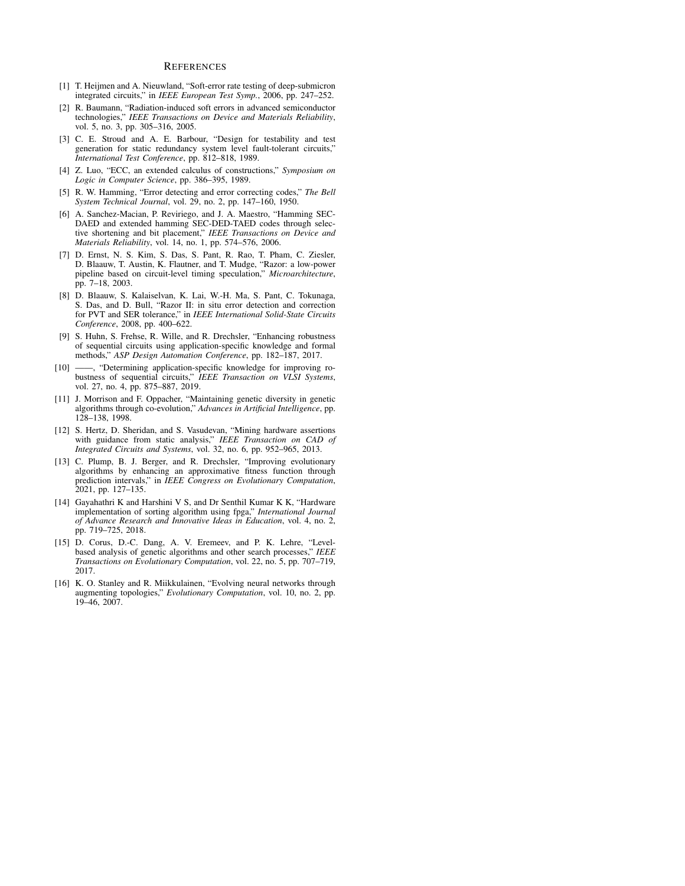## References

[1] T. Heijmen and A. Nieuwland, "Soft-error rate testing of deep-submicron integrated circuits," in *IEEE European Test Symp.*, 2006, pp. 247–252.

[2] R. Baumann, "Radiation-induced soft errors in advanced semiconductor technologies," *IEEE Transactions on Device and Materials Reliability*, vol. 5, no. 3, pp. 305–316, 2005.

[3] C. E. Stroud and A. E. Barbour, "Design for testability and test generation for static redundancy system level fault-tolerant circuits," *International Test Conference*, pp. 812–818, 1989.

[4] Z. Luo, "ECC, an extended calculus of constructions," *Symposium on Logic in Computer Science*, pp. 386–395, 1989.

[5] R. W. Hamming, "Error detecting and error correcting codes," *The Bell System Technical Journal*, vol. 29, no. 2, pp. 147–160, 1950.

[6] A. Sanchez-Macian, P. Reviriego, and J. A. Maestro, "Hamming SEC-DAED and extended hamming SEC-DED-TAED codes through selective shortening and bit placement," *IEEE Transactions on Device and Materials Reliability*, vol. 14, no. 1, pp. 574–576, 2006.

[7] D. Ernst, N. S. Kim, S. Das, S. Pant, R. Rao, T. Pham, C. Ziesler, D. Blaauw, T. Austin, K. Flautner, and T. Mudge, "Razor: a low-power pipeline based on circuit-level timing speculation," *Microarchitecture*, pp. 7–18, 2003.

[8] D. Blaauw, S. Kalaiselvan, K. Lai, W.-H. Ma, S. Pant, C. Tokunaga, S. Das, and D. Bull, "Razor II: in situ error detection and correction for PVT and SER tolerance," in *IEEE International Solid-State Circuits Conference*, 2008, pp. 400–622.

[9] S. Huhn, S. Frehse, R. Wille, and R. Drechsler, "Enhancing robustness of sequential circuits using application-specific knowledge and formal methods," *ASP Design Automation Conference*, pp. 182–187, 2017.

[10] ——, "Determining application-specific knowledge for improving robustness of sequential circuits," *IEEE Transaction on VLSI Systems*, vol. 27, no. 4, pp. 875–887, 2019.

[11] J. Morrison and F. Oppacher, "Maintaining genetic diversity in genetic algorithms through co-evolution," *Advances in Artificial Intelligence*, pp. 128–138, 1998.

[12] S. Hertz, D. Sheridan, and S. Vasudevan, "Mining hardware assertions with guidance from static analysis," *IEEE Transaction on CAD of Integrated Circuits and Systems*, vol. 32, no. 6, pp. 952–965, 2013.

[13] C. Plump, B. J. Berger, and R. Drechsler, "Improving evolutionary algorithms by enhancing an approximative fitness function through prediction intervals," in *IEEE Congress on Evolutionary Computation*, 2021, pp. 127–135.

[14] Gayahathri K and Harshini V S, and Dr Senthil Kumar K K, "Hardware implementation of sorting algorithm using fpga," *International Journal of Advance Research and Innovative Ideas in Education*, vol. 4, no. 2, pp. 719–725, 2018.

[15] D. Corus, D.-C. Dang, A. V. Eremeev, and P. K. Lehre, "Level-based analysis of genetic algorithms and other search processes," *IEEE Transactions on Evolutionary Computation*, vol. 22, no. 5, pp. 707–719, 2017.

[16] K. O. Stanley and R. Miikkulainen, "Evolving neural networks through augmenting topologies," *Evolutionary Computation*, vol. 10, no. 2, pp. 19–46, 2007.